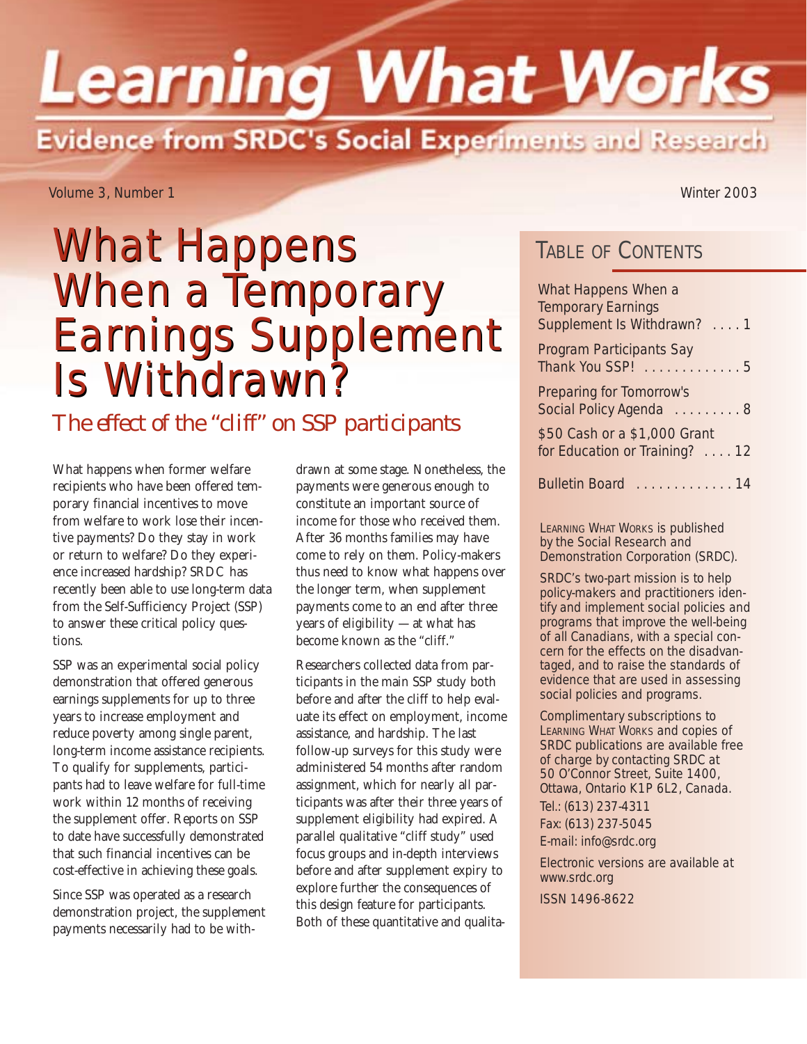# Learning What Works

## Evidence from SRDC's Social Experiments and Research

Volume 3, Number 1 — Winter 2003

# What Happens When a Temporary Earnings Supplement Is Withdrawn?

## *The effect of the "cliff" on SSP participants*

What happens when former welfare recipients who have been offered temporary financial incentives to move from welfare to work lose their incentive payments? Do they stay in work or return to welfare? Do they experience increased hardship? SRDC has recently been able to use long-term data from the Self-Sufficiency Project (SSP) to answer these critical policy questions.

SSP was an experimental social policy demonstration that offered generous earnings supplements for up to three years to increase employment and reduce poverty among single parent, long-term income assistance recipients. To qualify for supplements, participants had to leave welfare for full-time work within 12 months of receiving the supplement offer. Reports on SSP to date have successfully demonstrated that such financial incentives can be cost-effective in achieving these goals.

Since SSP was operated as a research demonstration project, the supplement payments necessarily had to be withdrawn at some stage. Nonetheless, the payments were generous enough to constitute an important source of income for those who received them. After 36 months families may have come to rely on them. Policy-makers thus need to know what happens over the longer term, when supplement payments come to an end after three years of eligibility — at what has become known as the "cliff."

Researchers collected data from participants in the main SSP study both before and after the cliff to help evaluate its effect on employment, income assistance, and hardship. The last follow-up surveys for this study were administered 54 months after random assignment, which for nearly all participants was after their three years of supplement eligibility had expired. A parallel qualitative "cliff study" used focus groups and in-depth interviews before and after supplement expiry to explore further the consequences of this design feature for participants. Both of these quantitative and qualita-

## Table of Contents

| | |
|---|---|
| What Happens When a Temporary Earnings Supplement Is Withdrawn? | 1 |
| Program Participants Say Thank You SSP! | 5 |
| Preparing for Tomorrow's Social Policy Agenda | 8 |
| $50 Cash or a $1,000 Grant for Education or Training? | 12 |
| Bulletin Board | 14 |

*Learning What Works is published by the Social Research and Demonstration Corporation (SRDC).*

*SRDC's two-part mission is to help policy-makers and practitioners identify and implement social policies and programs that improve the well-being of all Canadians, with a special concern for the effects on the disadvantaged, and to raise the standards of evidence that are used in assessing social policies and programs.*

*Complimentary subscriptions to Learning What Works and copies of SRDC publications are available free of charge by contacting SRDC at 50 O'Connor Street, Suite 1400, Ottawa, Ontario K1P 6L2, Canada.*

Tel.: (613) 237-4311
Fax: (613) 237-5045
E-mail: info@srdc.org

*Electronic versions are available at www.srdc.org*

ISSN 1496-8622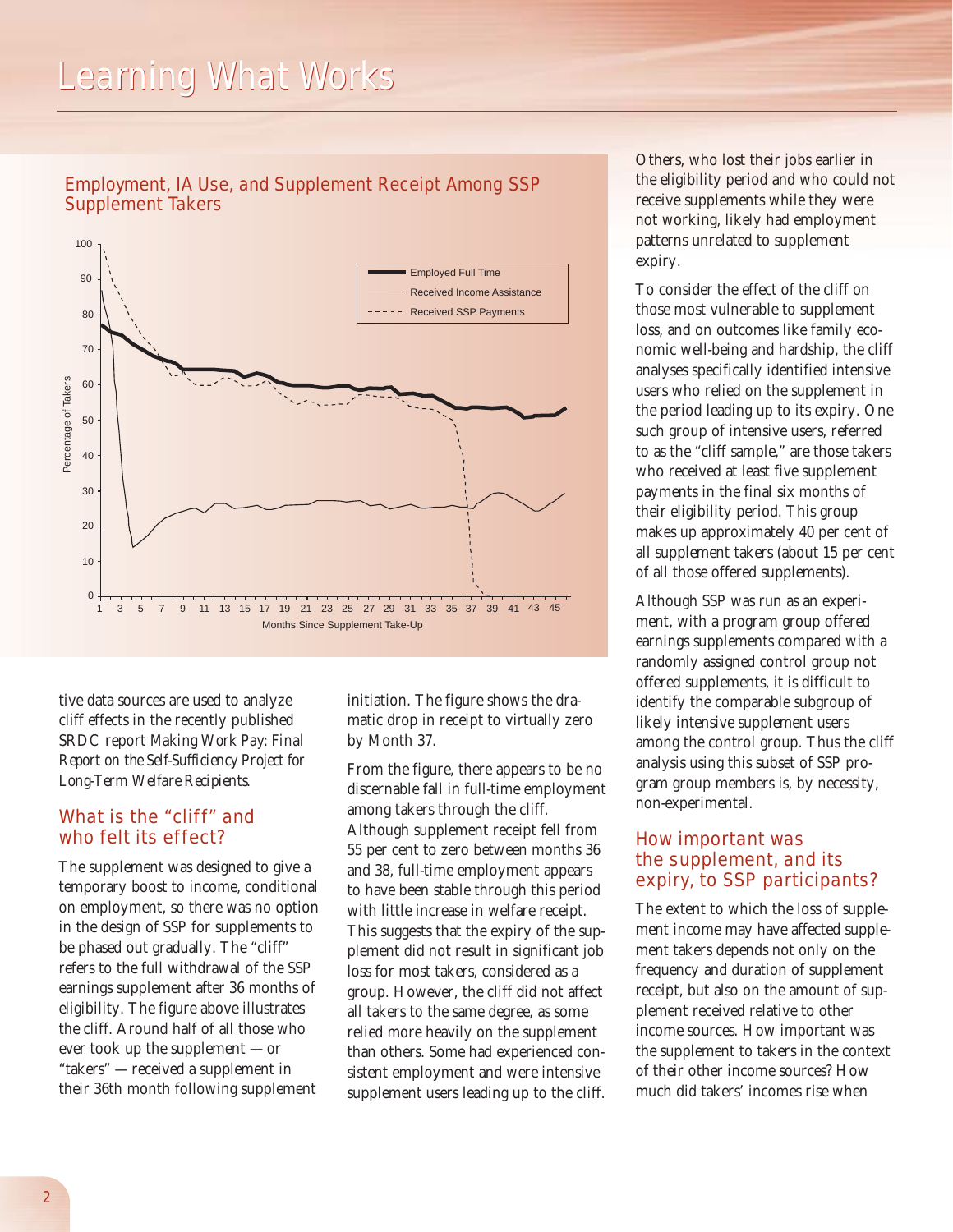# Learning What Works

## Employment, IA Use, and Supplement Receipt Among SSP Supplement Takers

tive data sources are used to analyze cliff effects in the recently published SRDC report *Making Work Pay: Final Report on the Self-Sufficiency Project for Long-Term Welfare Recipients*.

### What is the "cliff" and who felt its effect?

The supplement was designed to give a temporary boost to income, conditional on employment, so there was no option in the design of SSP for supplements to be phased out gradually. The "cliff" refers to the full withdrawal of the SSP earnings supplement after 36 months of eligibility. The figure above illustrates the cliff. Around half of all those who ever took up the supplement — or "takers" — received a supplement in their 36th month following supplement initiation. The figure shows the dramatic drop in receipt to virtually zero by Month 37.

From the figure, there appears to be no discernable fall in full-time employment among takers through the cliff. Although supplement receipt fell from 55 per cent to zero between months 36 and 38, full-time employment appears to have been stable through this period with little increase in welfare receipt. This suggests that the expiry of the supplement did not result in significant job loss for most takers, considered as a group. However, the cliff did not affect all takers to the same degree, as some relied more heavily on the supplement than others. Some had experienced consistent employment and were intensive supplement users leading up to the cliff. Others, who lost their jobs earlier in the eligibility period and who could not receive supplements while they were not working, likely had employment patterns unrelated to supplement expiry.

To consider the effect of the cliff on those most vulnerable to supplement loss, and on outcomes like family economic well-being and hardship, the cliff analyses specifically identified intensive users who relied on the supplement in the period leading up to its expiry. One such group of intensive users, referred to as the "cliff sample," are those takers who received at least five supplement payments in the final six months of their eligibility period. This group makes up approximately 40 per cent of all supplement takers (about 15 per cent of all those offered supplements).

Although SSP was run as an experiment, with a program group offered earnings supplements compared with a randomly assigned control group not offered supplements, it is difficult to identify the comparable subgroup of likely intensive supplement users among the control group. Thus the cliff analysis using this subset of SSP program group members is, by necessity, non-experimental.

### How important was the supplement, and its expiry, to SSP participants?

The extent to which the loss of supplement income may have affected supplement takers depends not only on the frequency and duration of supplement receipt, but also on the amount of supplement received relative to other income sources. How important was the supplement to takers in the context of their other income sources? How much did takers' incomes rise when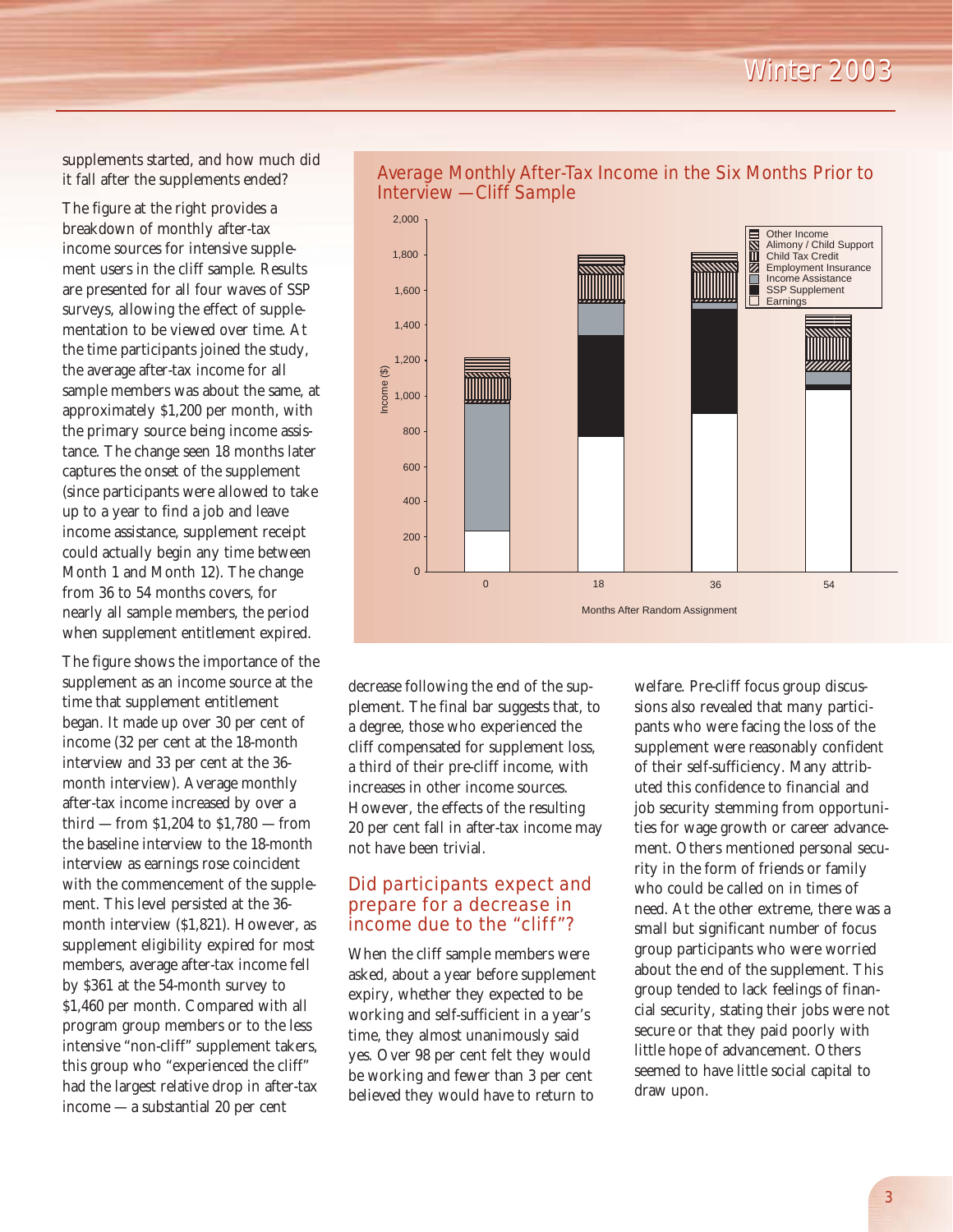supplements started, and how much did it fall after the supplements ended?

The figure at the right provides a breakdown of monthly after-tax income sources for intensive supplement users in the cliff sample. Results are presented for all four waves of SSP surveys, allowing the effect of supplementation to be viewed over time. At the time participants joined the study, the average after-tax income for all sample members was about the same, at approximately $1,200 per month, with the primary source being income assistance. The change seen 18 months later captures the onset of the supplement (since participants were allowed to take up to a year to find a job and leave income assistance, supplement receipt could actually begin any time between Month 1 and Month 12). The change from 36 to 54 months covers, for nearly all sample members, the period when supplement entitlement expired.

The figure shows the importance of the supplement as an income source at the time that supplement entitlement began. It made up over 30 per cent of income (32 per cent at the 18-month interview and 33 per cent at the 36-month interview). Average monthly after-tax income increased by over a third — from $1,204 to $1,780 — from the baseline interview to the 18-month interview as earnings rose coincident with the commencement of the supplement. This level persisted at the 36-month interview ($1,821). However, as supplement eligibility expired for most members, average after-tax income fell by $361 at the 54-month survey to $1,460 per month. Compared with all program group members or to the less intensive "non-cliff" supplement takers, this group who "experienced the cliff" had the largest relative drop in after-tax income — a substantial 20 per cent decrease following the end of the supplement. The final bar suggests that, to a degree, those who experienced the cliff compensated for supplement loss, a third of their pre-cliff income, with increases in other income sources. However, the effects of the resulting 20 per cent fall in after-tax income may not have been trivial.

**Average Monthly After-Tax Income in the Six Months Prior to Interview — Cliff Sample**

(Stacked bar chart. Y-axis: Income ($), 0 to 2,000. X-axis: Months After Random Assignment: 0, 18, 36, 54. Legend: Other Income; Alimony / Child Support; Child Tax Credit; Employment Insurance; Income Assistance; SSP Supplement; Earnings.)

## Did participants expect and prepare for a decrease in income due to the "cliff"?

When the cliff sample members were asked, about a year before supplement expiry, whether they expected to be working and self-sufficient in a year's time, they almost unanimously said yes. Over 98 per cent felt they would be working and fewer than 3 per cent believed they would have to return to welfare. Pre-cliff focus group discussions also revealed that many participants who were facing the loss of the supplement were reasonably confident of their self-sufficiency. Many attributed this confidence to financial and job security stemming from opportunities for wage growth or career advancement. Others mentioned personal security in the form of friends or family who could be called on in times of need. At the other extreme, there was a small but significant number of focus group participants who were worried about the end of the supplement. This group tended to lack feelings of financial security, stating their jobs were not secure or that they paid poorly with little hope of advancement. Others seemed to have little social capital to draw upon.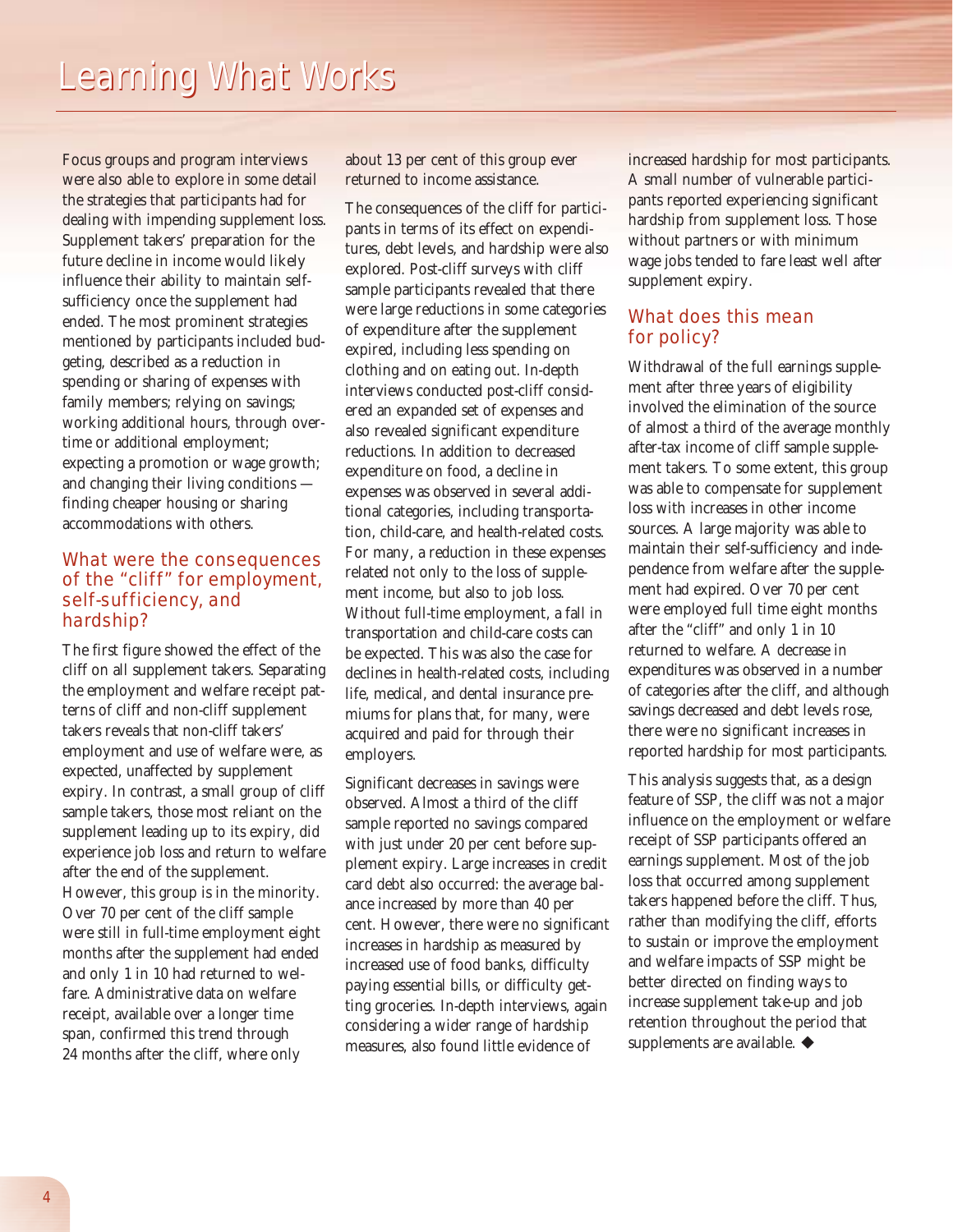Focus groups and program interviews were also able to explore in some detail the strategies that participants had for dealing with impending supplement loss. Supplement takers' preparation for the future decline in income would likely influence their ability to maintain self-sufficiency once the supplement had ended. The most prominent strategies mentioned by participants included budgeting, described as a reduction in spending or sharing of expenses with family members; relying on savings; working additional hours, through overtime or additional employment; expecting a promotion or wage growth; and changing their living conditions — finding cheaper housing or sharing accommodations with others.

## What were the consequences of the "cliff" for employment, self-sufficiency, and hardship?

The first figure showed the effect of the cliff on all supplement takers. Separating the employment and welfare receipt patterns of cliff and non-cliff supplement takers reveals that non-cliff takers' employment and use of welfare were, as expected, unaffected by supplement expiry. In contrast, a small group of cliff sample takers, those most reliant on the supplement leading up to its expiry, did experience job loss and return to welfare after the end of the supplement. However, this group is in the minority. Over 70 per cent of the cliff sample were still in full-time employment eight months after the supplement had ended and only 1 in 10 had returned to welfare. Administrative data on welfare receipt, available over a longer time span, confirmed this trend through 24 months after the cliff, where only about 13 per cent of this group ever returned to income assistance.

The consequences of the cliff for participants in terms of its effect on expenditures, debt levels, and hardship were also explored. Post-cliff surveys with cliff sample participants revealed that there were large reductions in some categories of expenditure after the supplement expired, including less spending on clothing and on eating out. In-depth interviews conducted post-cliff considered an expanded set of expenses and also revealed significant expenditure reductions. In addition to decreased expenditure on food, a decline in expenses was observed in several additional categories, including transportation, child-care, and health-related costs. For many, a reduction in these expenses related not only to the loss of supplement income, but also to job loss. Without full-time employment, a fall in transportation and child-care costs can be expected. This was also the case for declines in health-related costs, including life, medical, and dental insurance premiums for plans that, for many, were acquired and paid for through their employers.

Significant decreases in savings were observed. Almost a third of the cliff sample reported no savings compared with just under 20 per cent before supplement expiry. Large increases in credit card debt also occurred: the average balance increased by more than 40 per cent. However, there were no significant increases in hardship as measured by increased use of food banks, difficulty paying essential bills, or difficulty getting groceries. In-depth interviews, again considering a wider range of hardship measures, also found little evidence of increased hardship for most participants. A small number of vulnerable participants reported experiencing significant hardship from supplement loss. Those without partners or with minimum wage jobs tended to fare least well after supplement expiry.

## What does this mean for policy?

Withdrawal of the full earnings supplement after three years of eligibility involved the elimination of the source of almost a third of the average monthly after-tax income of cliff sample supplement takers. To some extent, this group was able to compensate for supplement loss with increases in other income sources. A large majority was able to maintain their self-sufficiency and independence from welfare after the supplement had expired. Over 70 per cent were employed full time eight months after the "cliff" and only 1 in 10 returned to welfare. A decrease in expenditures was observed in a number of categories after the cliff, and although savings decreased and debt levels rose, there were no significant increases in reported hardship for most participants.

This analysis suggests that, as a design feature of SSP, the cliff was not a major influence on the employment or welfare receipt of SSP participants offered an earnings supplement. Most of the job loss that occurred among supplement takers happened before the cliff. Thus, rather than modifying the cliff, efforts to sustain or improve the employment and welfare impacts of SSP might be better directed on finding ways to increase supplement take-up and job retention throughout the period that supplements are available. ◆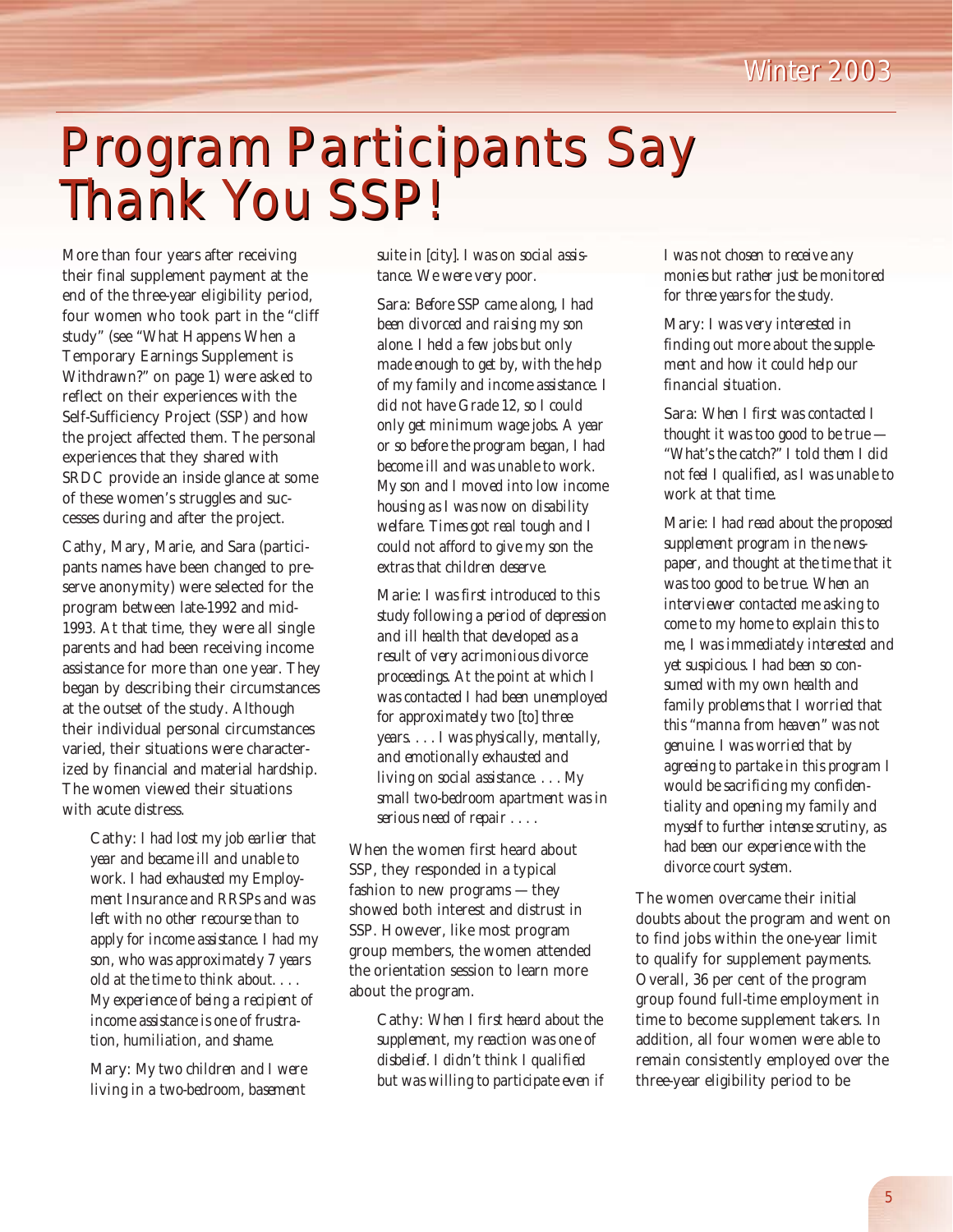# Program Participants Say Thank You SSP!

More than four years after receiving their final supplement payment at the end of the three-year eligibility period, four women who took part in the "cliff study" (see "What Happens When a Temporary Earnings Supplement is Withdrawn?" on page 1) were asked to reflect on their experiences with the Self-Sufficiency Project (SSP) and how the project affected them. The personal experiences that they shared with SRDC provide an inside glance at some of these women's struggles and successes during and after the project.

Cathy, Mary, Marie, and Sara (participants names have been changed to preserve anonymity) were selected for the program between late-1992 and mid-1993. At that time, they were all single parents and had been receiving income assistance for more than one year. They began by describing their circumstances at the outset of the study. Although their individual personal circumstances varied, their situations were characterized by financial and material hardship. The women viewed their situations with acute distress.

> Cathy: *I had lost my job earlier that year and became ill and unable to work. I had exhausted my Employment Insurance and RRSPs and was left with no other recourse than to apply for income assistance. I had my son, who was approximately 7 years old at the time to think about. . . . My experience of being a recipient of income assistance is one of frustration, humiliation, and shame.*
>
> Mary: *My two children and I were living in a two-bedroom, basement suite in [city]. I was on social assistance. We were very poor.*
>
> Sara: *Before SSP came along, I had been divorced and raising my son alone. I held a few jobs but only made enough to get by, with the help of my family and income assistance. I did not have Grade 12, so I could only get minimum wage jobs. A year or so before the program began, I had become ill and was unable to work. My son and I moved into low income housing as I was now on disability welfare. Times got real tough and I could not afford to give my son the extras that children deserve.*
>
> Marie: *I was first introduced to this study following a period of depression and ill health that developed as a result of very acrimonious divorce proceedings. At the point at which I was contacted I had been unemployed for approximately two [to] three years. . . . I was physically, mentally, and emotionally exhausted and living on social assistance. . . . My small two-bedroom apartment was in serious need of repair . . . .*

When the women first heard about SSP, they responded in a typical fashion to new programs — they showed both interest and distrust in SSP. However, like most program group members, the women attended the orientation session to learn more about the program.

> Cathy: *When I first heard about the supplement, my reaction was one of disbelief. I didn't think I qualified but was willing to participate even if I was not chosen to receive any monies but rather just be monitored for three years for the study.*
>
> Mary: *I was very interested in finding out more about the supplement and how it could help our financial situation.*
>
> Sara: *When I first was contacted I thought it was too good to be true — "What's the catch?" I told them I did not feel I qualified, as I was unable to work at that time.*
>
> Marie: *I had read about the proposed supplement program in the newspaper, and thought at the time that it was too good to be true. When an interviewer contacted me asking to come to my home to explain this to me, I was immediately interested and yet suspicious. I had been so consumed with my own health and family problems that I worried that this "manna from heaven" was not genuine. I was worried that by agreeing to partake in this program I would be sacrificing my confidentiality and opening my family and myself to further intense scrutiny, as had been our experience with the divorce court system.*

The women overcame their initial doubts about the program and went on to find jobs within the one-year limit to qualify for supplement payments. Overall, 36 per cent of the program group found full-time employment in time to become supplement takers. In addition, all four women were able to remain consistently employed over the three-year eligibility period to be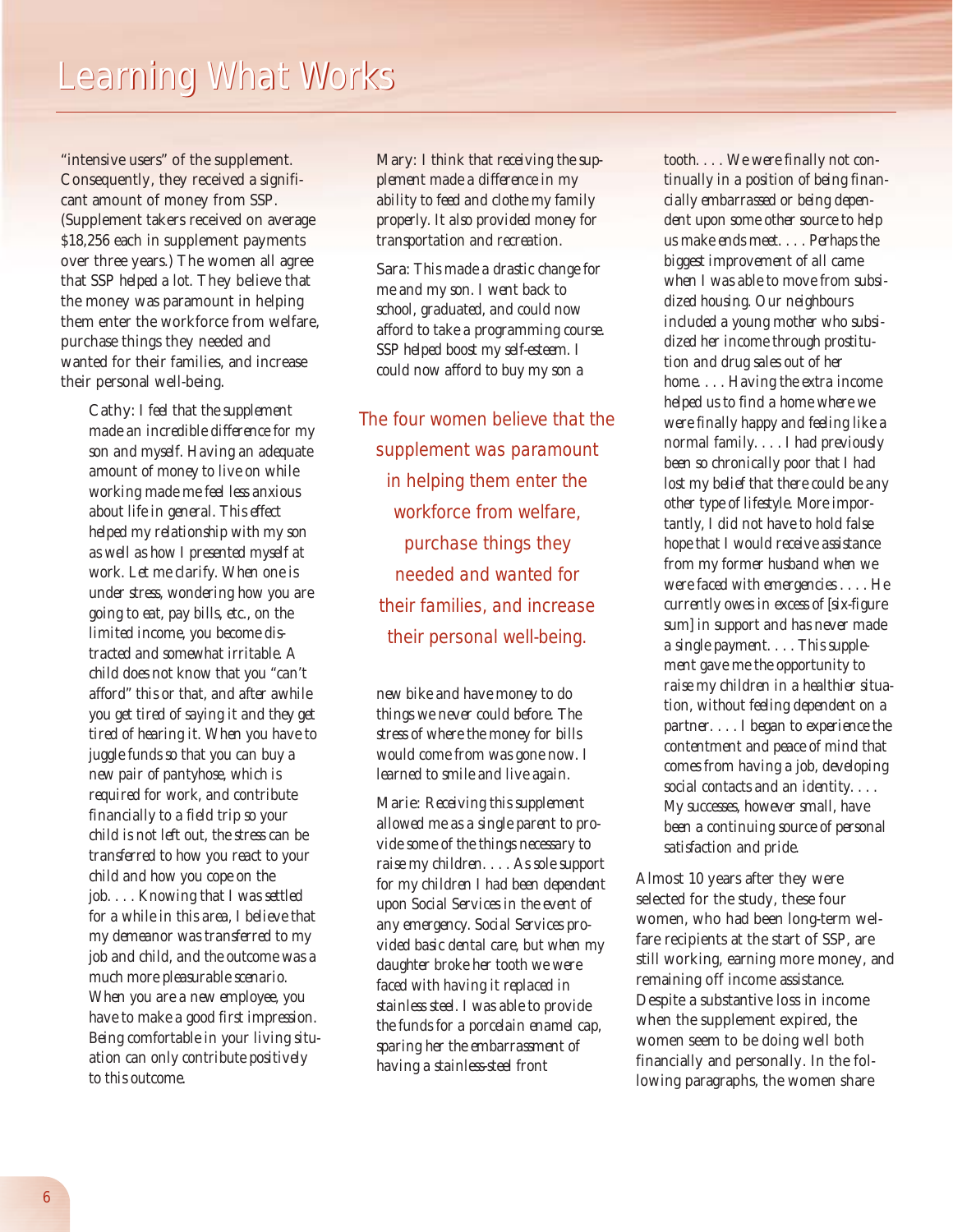"intensive users" of the supplement. Consequently, they received a significant amount of money from SSP. (Supplement takers received on average $18,256 each in supplement payments over three years.) The women all agree that SSP helped a lot. They believe that the money was paramount in helping them enter the workforce from welfare, purchase things they needed and wanted for their families, and increase their personal well-being.

> Cathy: *I feel that the supplement made an incredible difference for my son and myself. Having an adequate amount of money to live on while working made me feel less anxious about life in general. This effect helped my relationship with my son as well as how I presented myself at work. Let me clarify. When one is under stress, wondering how you are going to eat, pay bills, etc., on the limited income, you become distracted and somewhat irritable. A child does not know that you "can't afford" this or that, and after awhile you get tired of saying it and they get tired of hearing it. When you have to juggle funds so that you can buy a new pair of pantyhose, which is required for work, and contribute financially to a field trip so your child is not left out, the stress can be transferred to how you react to your child and how you cope on the job. . . . Knowing that I was settled for a while in this area, I believe that my demeanor was transferred to my job and child, and the outcome was a much more pleasurable scenario. When you are a new employee, you have to make a good first impression. Being comfortable in your living situation can only contribute positively to this outcome.*

> Mary: *I think that receiving the supplement made a difference in my ability to feed and clothe my family properly. It also provided money for transportation and recreation.*

> Sara: *This made a drastic change for me and my son. I went back to school, graduated, and could now afford to take a programming course. SSP helped boost my self-esteem. I could now afford to buy my son a new bike and have money to do things we never could before. The stress of where the money for bills would come from was gone now. I learned to smile and live again.*

The four women believe that the supplement was paramount in helping them enter the workforce from welfare, purchase things they needed and wanted for their families, and increase their personal well-being.

> Marie: *Receiving this supplement allowed me as a single parent to provide some of the things necessary to raise my children. . . . As sole support for my children I had been dependent upon Social Services in the event of any emergency. Social Services provided basic dental care, but when my daughter broke her tooth we were faced with having it replaced in stainless steel. I was able to provide the funds for a porcelain enamel cap, sparing her the embarrassment of having a stainless-steel front tooth. . . . We were finally not continually in a position of being financially embarrassed or being dependent upon some other source to help us make ends meet. . . . Perhaps the biggest improvement of all came when I was able to move from subsidized housing. Our neighbours included a young mother who subsidized her income through prostitution and drug sales out of her home. . . . Having the extra income helped us to find a home where we were finally happy and feeling like a normal family. . . . I had previously been so chronically poor that I had lost my belief that there could be any other type of lifestyle. More importantly, I did not have to hold false hope that I would receive assistance from my former husband when we were faced with emergencies . . . . He currently owes in excess of [six-figure sum] in support and has never made a single payment. . . . This supplement gave me the opportunity to raise my children in a healthier situation, without feeling dependent on a partner. . . . I began to experience the contentment and peace of mind that comes from having a job, developing social contacts and an identity. . . . My successes, however small, have been a continuing source of personal satisfaction and pride.*

Almost 10 years after they were selected for the study, these four women, who had been long-term welfare recipients at the start of SSP, are still working, earning more money, and remaining off income assistance. Despite a substantive loss in income when the supplement expired, the women seem to be doing well both financially and personally. In the following paragraphs, the women share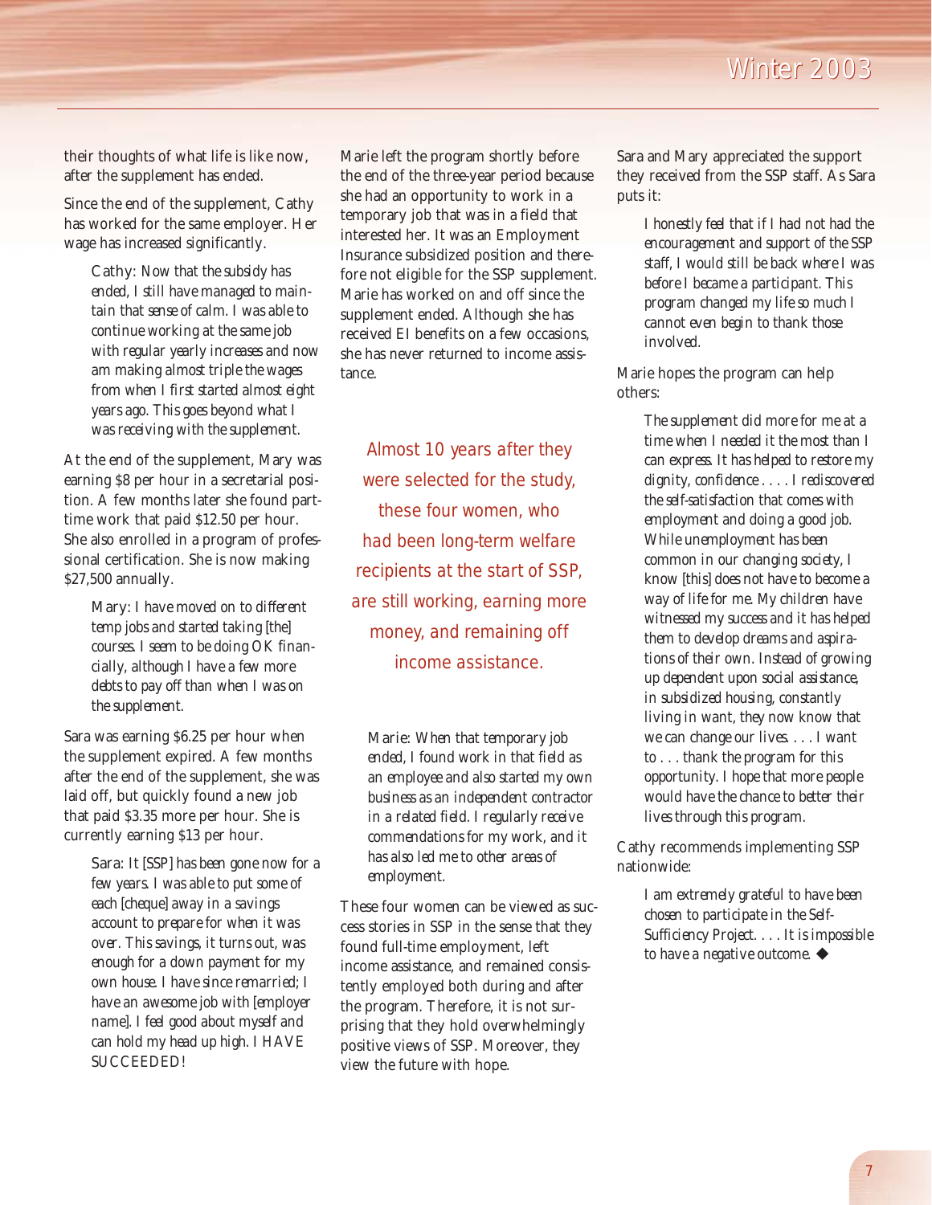their thoughts of what life is like now, after the supplement has ended.

Since the end of the supplement, Cathy has worked for the same employer. Her wage has increased significantly.

> Cathy: Now that the subsidy has ended, I still have managed to maintain that sense of calm. I was able to continue working at the same job with regular yearly increases and now am making almost triple the wages from when I first started almost eight years ago. This goes beyond what I was receiving with the supplement.

At the end of the supplement, Mary was earning $8 per hour in a secretarial position. A few months later she found part-time work that paid $12.50 per hour. She also enrolled in a program of professional certification. She is now making $27,500 annually.

> Mary: I have moved on to different temp jobs and started taking [the] courses. I seem to be doing OK financially, although I have a few more debts to pay off than when I was on the supplement.

Sara was earning $6.25 per hour when the supplement expired. A few months after the end of the supplement, she was laid off, but quickly found a new job that paid $3.35 more per hour. She is currently earning $13 per hour.

> Sara: It [SSP] has been gone now for a few years. I was able to put some of each [cheque] away in a savings account to prepare for when it was over. This savings, it turns out, was enough for a down payment for my own house. I have since remarried; I have an awesome job with [employer name]. I feel good about myself and can hold my head up high. I HAVE SUCCEEDED!

Marie left the program shortly before the end of the three-year period because she had an opportunity to work in a temporary job that was in a field that interested her. It was an Employment Insurance subsidized position and therefore not eligible for the SSP supplement. Marie has worked on and off since the supplement ended. Although she has received EI benefits on a few occasions, she has never returned to income assistance.

> Almost 10 years after they were selected for the study, these four women, who had been long-term welfare recipients at the start of SSP, are still working, earning more money, and remaining off income assistance.

> Marie: When that temporary job ended, I found work in that field as an employee and also started my own business as an independent contractor in a related field. I regularly receive commendations for my work, and it has also led me to other areas of employment.

These four women can be viewed as success stories in SSP in the sense that they found full-time employment, left income assistance, and remained consistently employed both during and after the program. Therefore, it is not surprising that they hold overwhelmingly positive views of SSP. Moreover, they view the future with hope.

Sara and Mary appreciated the support they received from the SSP staff. As Sara puts it:

> I honestly feel that if I had not had the encouragement and support of the SSP staff, I would still be back where I was before I became a participant. This program changed my life so much I cannot even begin to thank those involved.

Marie hopes the program can help others:

> The supplement did more for me at a time when I needed it the most than I can express. It has helped to restore my dignity, confidence . . . . I rediscovered the self-satisfaction that comes with employment and doing a good job. While unemployment has been common in our changing society, I know [this] does not have to become a way of life for me. My children have witnessed my success and it has helped them to develop dreams and aspirations of their own. Instead of growing up dependent upon social assistance, in subsidized housing, constantly living in want, they now know that we can change our lives. . . . I want to . . . thank the program for this opportunity. I hope that more people would have the chance to better their lives through this program.

Cathy recommends implementing SSP nationwide:

> I am extremely grateful to have been chosen to participate in the Self-Sufficiency Project. . . . It is impossible to have a negative outcome. ◆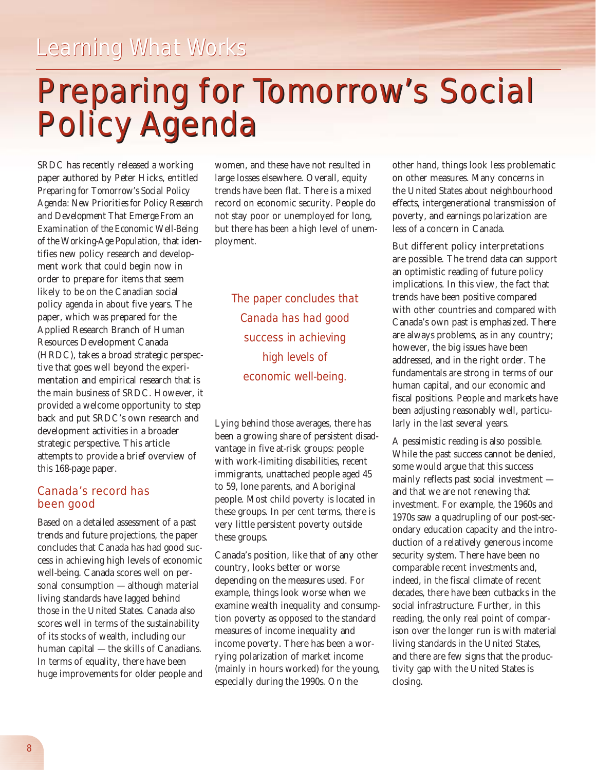# Preparing for Tomorrow's Social Policy Agenda

SRDC has recently released a working paper authored by Peter Hicks, entitled *Preparing for Tomorrow's Social Policy Agenda: New Priorities for Policy Research and Development That Emerge From an Examination of the Economic Well-Being of the Working-Age Population*, that identifies new policy research and development work that could begin now in order to prepare for items that seem likely to be on the Canadian social policy agenda in about five years. The paper, which was prepared for the Applied Research Branch of Human Resources Development Canada (HRDC), takes a broad strategic perspective that goes well beyond the experimentation and empirical research that is the main business of SRDC. However, it provided a welcome opportunity to step back and put SRDC's own research and development activities in a broader strategic perspective. This article attempts to provide a brief overview of this 168-page paper.

## Canada's record has been good

Based on a detailed assessment of a past trends and future projections, the paper concludes that Canada has had good success in achieving high levels of economic well-being. Canada scores well on personal consumption — although material living standards have lagged behind those in the United States. Canada also scores well in terms of the sustainability of its stocks of wealth, including our human capital — the skills of Canadians. In terms of equality, there have been huge improvements for older people and women, and these have not resulted in large losses elsewhere. Overall, equity trends have been flat. There is a mixed record on economic security. People do not stay poor or unemployed for long, but there has been a high level of unemployment.

> The paper concludes that Canada has had good success in achieving high levels of economic well-being.

Lying behind those averages, there has been a growing share of persistent disadvantage in five at-risk groups: people with work-limiting disabilities, recent immigrants, unattached people aged 45 to 59, lone parents, and Aboriginal people. Most child poverty is located in these groups. In per cent terms, there is very little persistent poverty outside these groups.

Canada's position, like that of any other country, looks better or worse depending on the measures used. For example, things look worse when we examine wealth inequality and consumption poverty as opposed to the standard measures of income inequality and income poverty. There has been a worrying polarization of market income (mainly in hours worked) for the young, especially during the 1990s. On the other hand, things look less problematic on other measures. Many concerns in the United States about neighbourhood effects, intergenerational transmission of poverty, and earnings polarization are less of a concern in Canada.

But different policy interpretations are possible. The trend data can support an optimistic reading of future policy implications. In this view, the fact that trends have been positive compared with other countries and compared with Canada's own past is emphasized. There are always problems, as in any country; however, the big issues have been addressed, and in the right order. The fundamentals are strong in terms of our human capital, and our economic and fiscal positions. People and markets have been adjusting reasonably well, particularly in the last several years.

A pessimistic reading is also possible. While the past success cannot be denied, some would argue that this success mainly reflects past social investment — and that we are not renewing that investment. For example, the 1960s and 1970s saw a quadrupling of our post-secondary education capacity and the introduction of a relatively generous income security system. There have been no comparable recent investments and, indeed, in the fiscal climate of recent decades, there have been cutbacks in the social infrastructure. Further, in this reading, the only real point of comparison over the longer run is with material living standards in the United States, and there are few signs that the productivity gap with the United States is closing.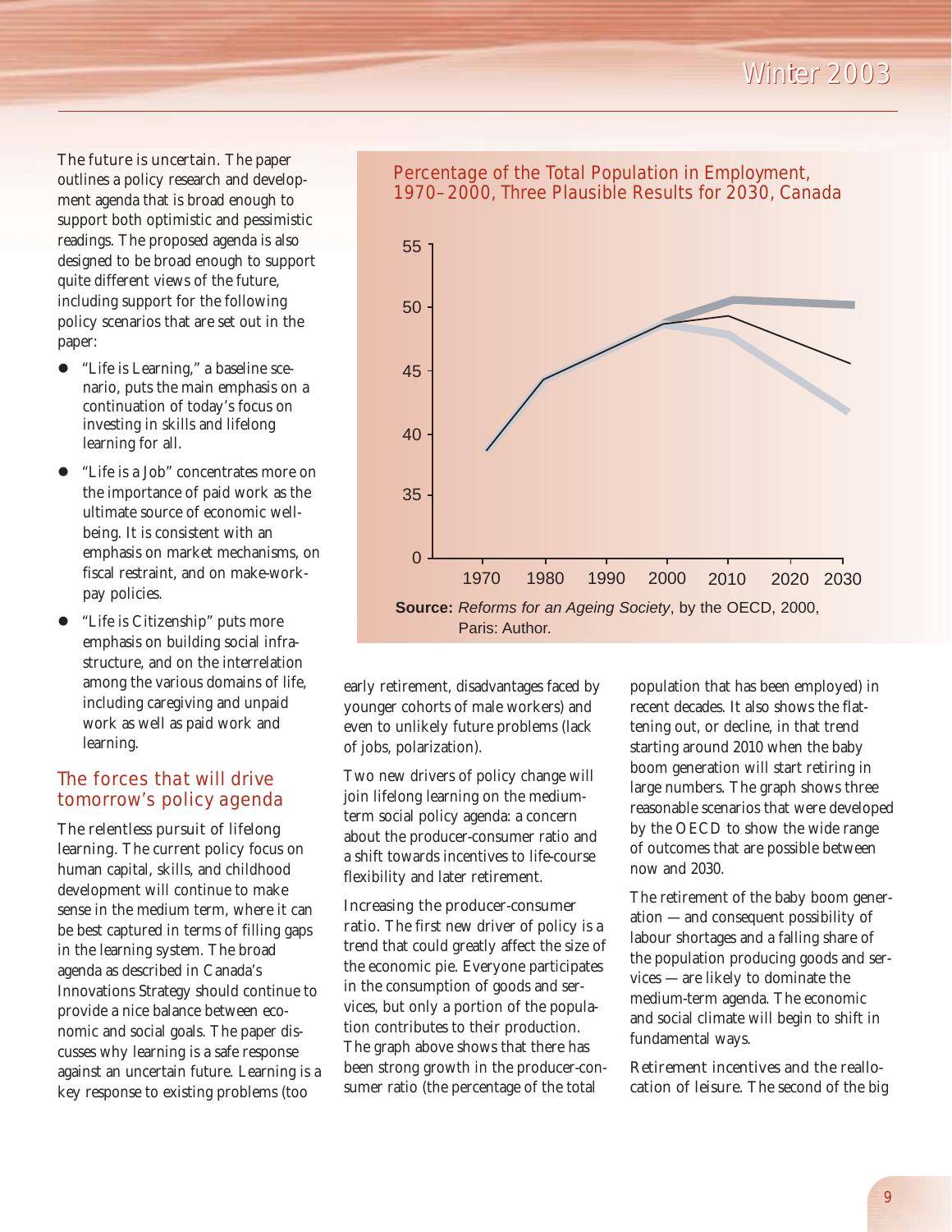The future is uncertain. The paper outlines a policy research and development agenda that is broad enough to support both optimistic and pessimistic readings. The proposed agenda is also designed to be broad enough to support quite different views of the future, including support for the following policy scenarios that are set out in the paper:

- "Life is Learning," a baseline scenario, puts the main emphasis on a continuation of today's focus on investing in skills and lifelong learning for all.
- "Life is a Job" concentrates more on the importance of paid work as the ultimate source of economic well-being. It is consistent with an emphasis on market mechanisms, on fiscal restraint, and on make-work-pay policies.
- "Life is Citizenship" puts more emphasis on building social infrastructure, and on the interrelation among the various domains of life, including caregiving and unpaid work as well as paid work and learning.

## The forces that will drive tomorrow's policy agenda

The relentless pursuit of lifelong learning. The current policy focus on human capital, skills, and childhood development will continue to make sense in the medium term, where it can be best captured in terms of filling gaps in the learning system. The broad agenda as described in Canada's Innovations Strategy should continue to provide a nice balance between economic and social goals. The paper discusses why learning is a safe response against an uncertain future. Learning is a key response to existing problems (too early retirement, disadvantages faced by younger cohorts of male workers) and even to unlikely future problems (lack of jobs, polarization).

Two new drivers of policy change will join lifelong learning on the medium-term social policy agenda: a concern about the producer-consumer ratio and a shift towards incentives to life-course flexibility and later retirement.

Increasing the producer-consumer ratio. The first new driver of policy is a trend that could greatly affect the size of the economic pie. Everyone participates in the consumption of goods and services, but only a portion of the population contributes to their production. The graph above shows that there has been strong growth in the producer-consumer ratio (the percentage of the total population that has been employed) in recent decades. It also shows the flattening out, or decline, in that trend starting around 2010 when the baby boom generation will start retiring in large numbers. The graph shows three reasonable scenarios that were developed by the OECD to show the wide range of outcomes that are possible between now and 2030.

**Percentage of the Total Population in Employment, 1970–2000, Three Plausible Results for 2030, Canada**

**Source:** *Reforms for an Ageing Society*, by the OECD, 2000, Paris: Author.

The retirement of the baby boom generation — and consequent possibility of labour shortages and a falling share of the population producing goods and services — are likely to dominate the medium-term agenda. The economic and social climate will begin to shift in fundamental ways.

Retirement incentives and the reallocation of leisure. The second of the big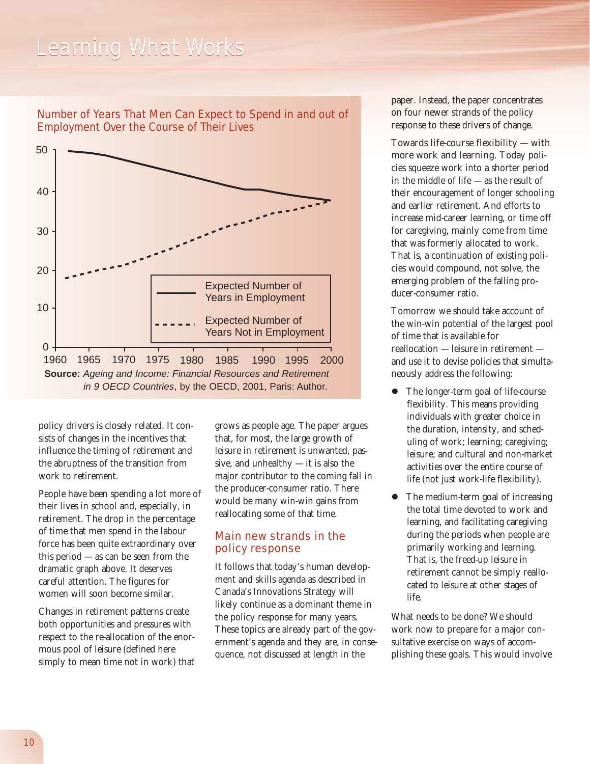## Number of Years That Men Can Expect to Spend in and out of Employment Over the Course of Their Lives

**Source:** *Ageing and Income: Financial Resources and Retirement in 9 OECD Countries*, by the OECD, 2001, Paris: Author.

policy drivers is closely related. It consists of changes in the incentives that influence the timing of retirement and the abruptness of the transition from work to retirement.

People have been spending a lot more of their lives in school and, especially, in retirement. The drop in the percentage of time that men spend in the labour force has been quite extraordinary over this period — as can be seen from the dramatic graph above. It deserves careful attention. The figures for women will soon become similar.

Changes in retirement patterns create both opportunities and pressures with respect to the re-allocation of the enormous pool of leisure (defined here simply to mean time not in work) that grows as people age. The paper argues that, for most, the large growth of leisure in retirement is unwanted, passive, and unhealthy — it is also the major contributor to the coming fall in the producer-consumer ratio. There would be many win-win gains from reallocating some of that time.

### Main new strands in the policy response

It follows that today's human development and skills agenda as described in Canada's Innovations Strategy will likely continue as a dominant theme in the policy response for many years. These topics are already part of the government's agenda and they are, in consequence, not discussed at length in the paper. Instead, the paper concentrates on four newer strands of the policy response to these drivers of change.

Towards life-course flexibility — with more work and learning. Today policies squeeze work into a shorter period in the middle of life — as the result of their encouragement of longer schooling and earlier retirement. And efforts to increase mid-career learning, or time off for caregiving, mainly come from time that was formerly allocated to work. That is, a continuation of existing policies would compound, not solve, the emerging problem of the falling producer-consumer ratio.

Tomorrow we should take account of the win-win potential of the largest pool of time that is available for reallocation — leisure in retirement — and use it to devise policies that simultaneously address the following:

- The longer-term goal of life-course flexibility. This means providing individuals with greater choice in the duration, intensity, and scheduling of work; learning; caregiving; leisure; and cultural and non-market activities over the entire course of life (not just work-life flexibility).
- The medium-term goal of increasing the total time devoted to work and learning, and facilitating caregiving during the periods when people are primarily working and learning. That is, the freed-up leisure in retirement cannot be simply reallocated to leisure at other stages of life.

What needs to be done? We should work now to prepare for a major consultative exercise on ways of accomplishing these goals. This would involve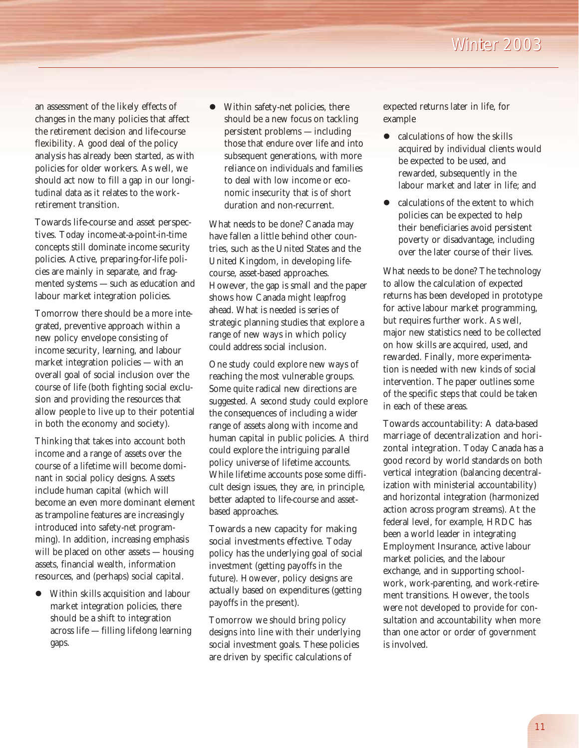an assessment of the likely effects of changes in the many policies that affect the retirement decision and life-course flexibility. A good deal of the policy analysis has already been started, as with policies for older workers. As well, we should act now to fill a gap in our longitudinal data as it relates to the work-retirement transition.

Towards life-course and asset perspectives. Today income-at-a-point-in-time concepts still dominate income security policies. Active, preparing-for-life policies are mainly in separate, and fragmented systems — such as education and labour market integration policies.

Tomorrow there should be a more integrated, preventive approach within a new policy envelope consisting of income security, learning, and labour market integration policies — with an overall goal of social inclusion over the course of life (both fighting social exclusion and providing the resources that allow people to live up to their potential in both the economy and society).

Thinking that takes into account both income and a range of assets over the course of a lifetime will become dominant in social policy designs. Assets include human capital (which will become an even more dominant element as trampoline features are increasingly introduced into safety-net programming). In addition, increasing emphasis will be placed on other assets — housing assets, financial wealth, information resources, and (perhaps) social capital.

- Within skills acquisition and labour market integration policies, there should be a shift to integration across life — filling lifelong learning gaps.
- Within safety-net policies, there should be a new focus on tackling persistent problems — including those that endure over life and into subsequent generations, with more reliance on individuals and families to deal with low income or economic insecurity that is of short duration and non-recurrent.

What needs to be done? Canada may have fallen a little behind other countries, such as the United States and the United Kingdom, in developing life-course, asset-based approaches. However, the gap is small and the paper shows how Canada might leapfrog ahead. What is needed is series of strategic planning studies that explore a range of new ways in which policy could address social inclusion.

One study could explore new ways of reaching the most vulnerable groups. Some quite radical new directions are suggested. A second study could explore the consequences of including a wider range of assets along with income and human capital in public policies. A third could explore the intriguing parallel policy universe of lifetime accounts. While lifetime accounts pose some difficult design issues, they are, in principle, better adapted to life-course and asset-based approaches.

Towards a new capacity for making social investments effective. Today policy has the underlying goal of social investment (getting payoffs in the future). However, policy designs are actually based on expenditures (getting payoffs in the present).

Tomorrow we should bring policy designs into line with their underlying social investment goals. These policies are driven by specific calculations of expected returns later in life, for example

- calculations of how the skills acquired by individual clients would be expected to be used, and rewarded, subsequently in the labour market and later in life; and
- calculations of the extent to which policies can be expected to help their beneficiaries avoid persistent poverty or disadvantage, including over the later course of their lives.

What needs to be done? The technology to allow the calculation of expected returns has been developed in prototype for active labour market programming, but requires further work. As well, major new statistics need to be collected on how skills are acquired, used, and rewarded. Finally, more experimentation is needed with new kinds of social intervention. The paper outlines some of the specific steps that could be taken in each of these areas.

Towards accountability: A data-based marriage of decentralization and horizontal integration. Today Canada has a good record by world standards on both vertical integration (balancing decentralization with ministerial accountability) and horizontal integration (harmonized action across program streams). At the federal level, for example, HRDC has been a world leader in integrating Employment Insurance, active labour market policies, and the labour exchange, and in supporting school-work, work-parenting, and work-retirement transitions. However, the tools were not developed to provide for consultation and accountability when more than one actor or order of government is involved.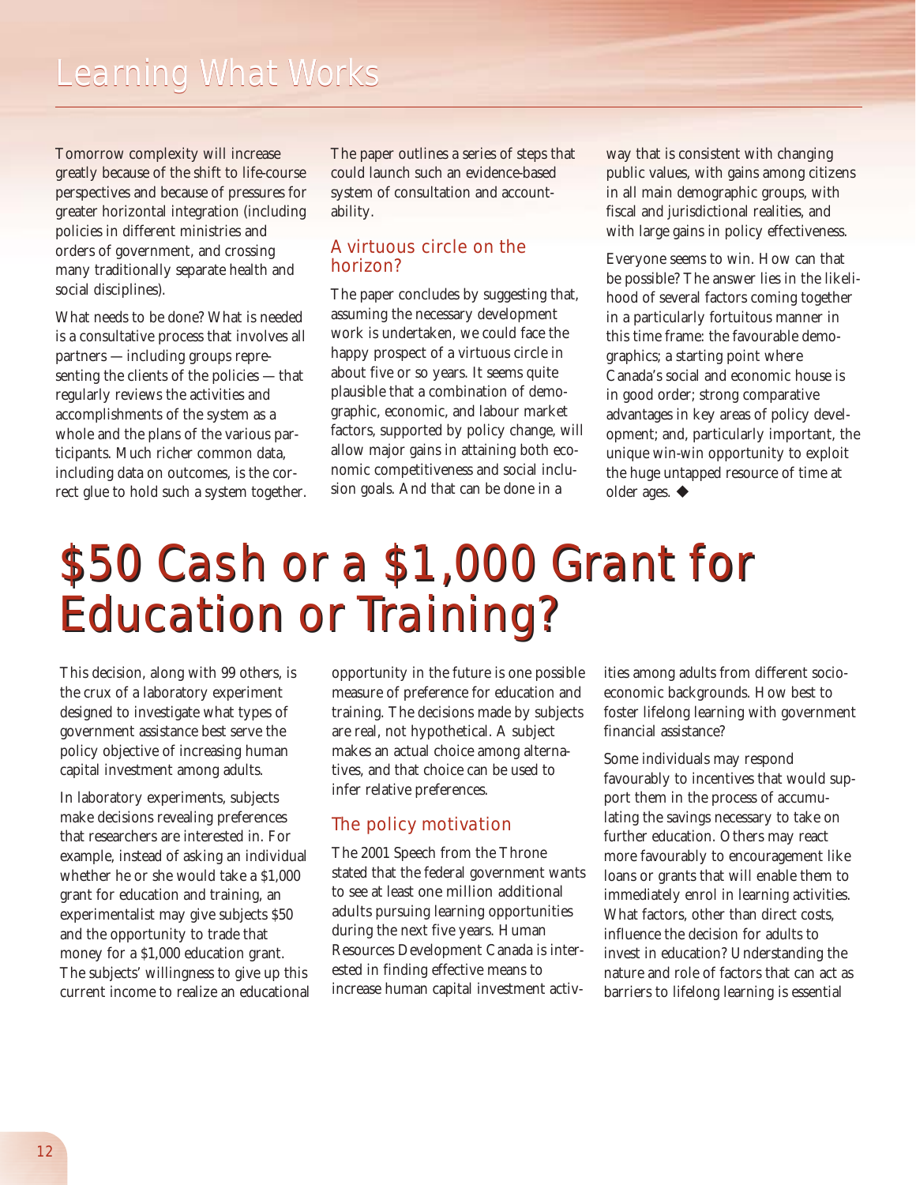Tomorrow complexity will increase greatly because of the shift to life-course perspectives and because of pressures for greater horizontal integration (including policies in different ministries and orders of government, and crossing many traditionally separate health and social disciplines).

What needs to be done? What is needed is a consultative process that involves all partners — including groups representing the clients of the policies — that regularly reviews the activities and accomplishments of the system as a whole and the plans of the various participants. Much richer common data, including data on outcomes, is the correct glue to hold such a system together. The paper outlines a series of steps that could launch such an evidence-based system of consultation and accountability.

### A virtuous circle on the horizon?

The paper concludes by suggesting that, assuming the necessary development work is undertaken, we could face the happy prospect of a virtuous circle in about five or so years. It seems quite plausible that a combination of demographic, economic, and labour market factors, supported by policy change, will allow major gains in attaining both economic competitiveness and social inclusion goals. And that can be done in a way that is consistent with changing public values, with gains among citizens in all main demographic groups, with fiscal and jurisdictional realities, and with large gains in policy effectiveness.

Everyone seems to win. How can that be possible? The answer lies in the likelihood of several factors coming together in a particularly fortuitous manner in this time frame: the favourable demographics; a starting point where Canada's social and economic house is in good order; strong comparative advantages in key areas of policy development; and, particularly important, the unique win-win opportunity to exploit the huge untapped resource of time at older ages. ◆

# $50 Cash or a $1,000 Grant for Education or Training?

This decision, along with 99 others, is the crux of a laboratory experiment designed to investigate what types of government assistance best serve the policy objective of increasing human capital investment among adults.

In laboratory experiments, subjects make decisions revealing preferences that researchers are interested in. For example, instead of asking an individual whether he or she would take a $1,000 grant for education and training, an experimentalist may give subjects $50 and the opportunity to trade that money for a $1,000 education grant. The subjects' willingness to give up this current income to realize an educational opportunity in the future is one possible measure of preference for education and training. The decisions made by subjects are real, not hypothetical. A subject makes an actual choice among alternatives, and that choice can be used to infer relative preferences.

### The policy motivation

The 2001 Speech from the Throne stated that the federal government wants to see at least one million additional adults pursuing learning opportunities during the next five years. Human Resources Development Canada is interested in finding effective means to increase human capital investment activities among adults from different socio-economic backgrounds. How best to foster lifelong learning with government financial assistance?

Some individuals may respond favourably to incentives that would support them in the process of accumulating the savings necessary to take on further education. Others may react more favourably to encouragement like loans or grants that will enable them to immediately enrol in learning activities. What factors, other than direct costs, influence the decision for adults to invest in education? Understanding the nature and role of factors that can act as barriers to lifelong learning is essential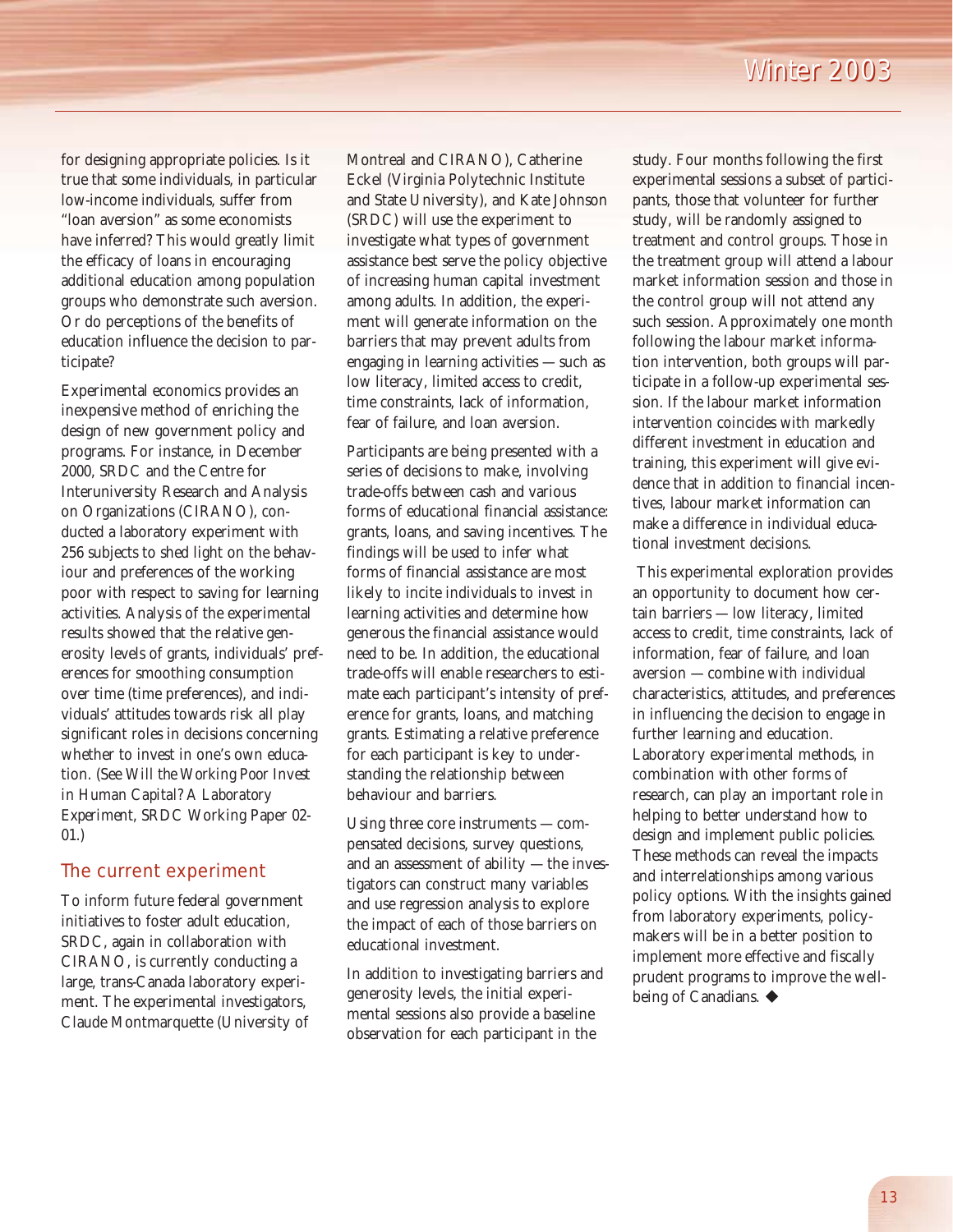for designing appropriate policies. Is it true that some individuals, in particular low-income individuals, suffer from "loan aversion" as some economists have inferred? This would greatly limit the efficacy of loans in encouraging additional education among population groups who demonstrate such aversion. Or do perceptions of the benefits of education influence the decision to participate?

Experimental economics provides an inexpensive method of enriching the design of new government policy and programs. For instance, in December 2000, SRDC and the Centre for Interuniversity Research and Analysis on Organizations (CIRANO), conducted a laboratory experiment with 256 subjects to shed light on the behaviour and preferences of the working poor with respect to saving for learning activities. Analysis of the experimental results showed that the relative generosity levels of grants, individuals' preferences for smoothing consumption over time (time preferences), and individuals' attitudes towards risk all play significant roles in decisions concerning whether to invest in one's own education. (See *Will the Working Poor Invest in Human Capital? A Laboratory Experiment*, SRDC Working Paper 02-01.)

## The current experiment

To inform future federal government initiatives to foster adult education, SRDC, again in collaboration with CIRANO, is currently conducting a large, trans-Canada laboratory experiment. The experimental investigators, Claude Montmarquette (University of Montreal and CIRANO), Catherine Eckel (Virginia Polytechnic Institute and State University), and Kate Johnson (SRDC) will use the experiment to investigate what types of government assistance best serve the policy objective of increasing human capital investment among adults. In addition, the experiment will generate information on the barriers that may prevent adults from engaging in learning activities — such as low literacy, limited access to credit, time constraints, lack of information, fear of failure, and loan aversion.

Participants are being presented with a series of decisions to make, involving trade-offs between cash and various forms of educational financial assistance: grants, loans, and saving incentives. The findings will be used to infer what forms of financial assistance are most likely to incite individuals to invest in learning activities and determine how generous the financial assistance would need to be. In addition, the educational trade-offs will enable researchers to estimate each participant's intensity of preference for grants, loans, and matching grants. Estimating a relative preference for each participant is key to understanding the relationship between behaviour and barriers.

Using three core instruments — compensated decisions, survey questions, and an assessment of ability — the investigators can construct many variables and use regression analysis to explore the impact of each of those barriers on educational investment.

In addition to investigating barriers and generosity levels, the initial experimental sessions also provide a baseline observation for each participant in the study. Four months following the first experimental sessions a subset of participants, those that volunteer for further study, will be randomly assigned to treatment and control groups. Those in the treatment group will attend a labour market information session and those in the control group will not attend any such session. Approximately one month following the labour market information intervention, both groups will participate in a follow-up experimental session. If the labour market information intervention coincides with markedly different investment in education and training, this experiment will give evidence that in addition to financial incentives, labour market information can make a difference in individual educational investment decisions.

This experimental exploration provides an opportunity to document how certain barriers — low literacy, limited access to credit, time constraints, lack of information, fear of failure, and loan aversion — combine with individual characteristics, attitudes, and preferences in influencing the decision to engage in further learning and education. Laboratory experimental methods, in combination with other forms of research, can play an important role in helping to better understand how to design and implement public policies. These methods can reveal the impacts and interrelationships among various policy options. With the insights gained from laboratory experiments, policy-makers will be in a better position to implement more effective and fiscally prudent programs to improve the well-being of Canadians. ◆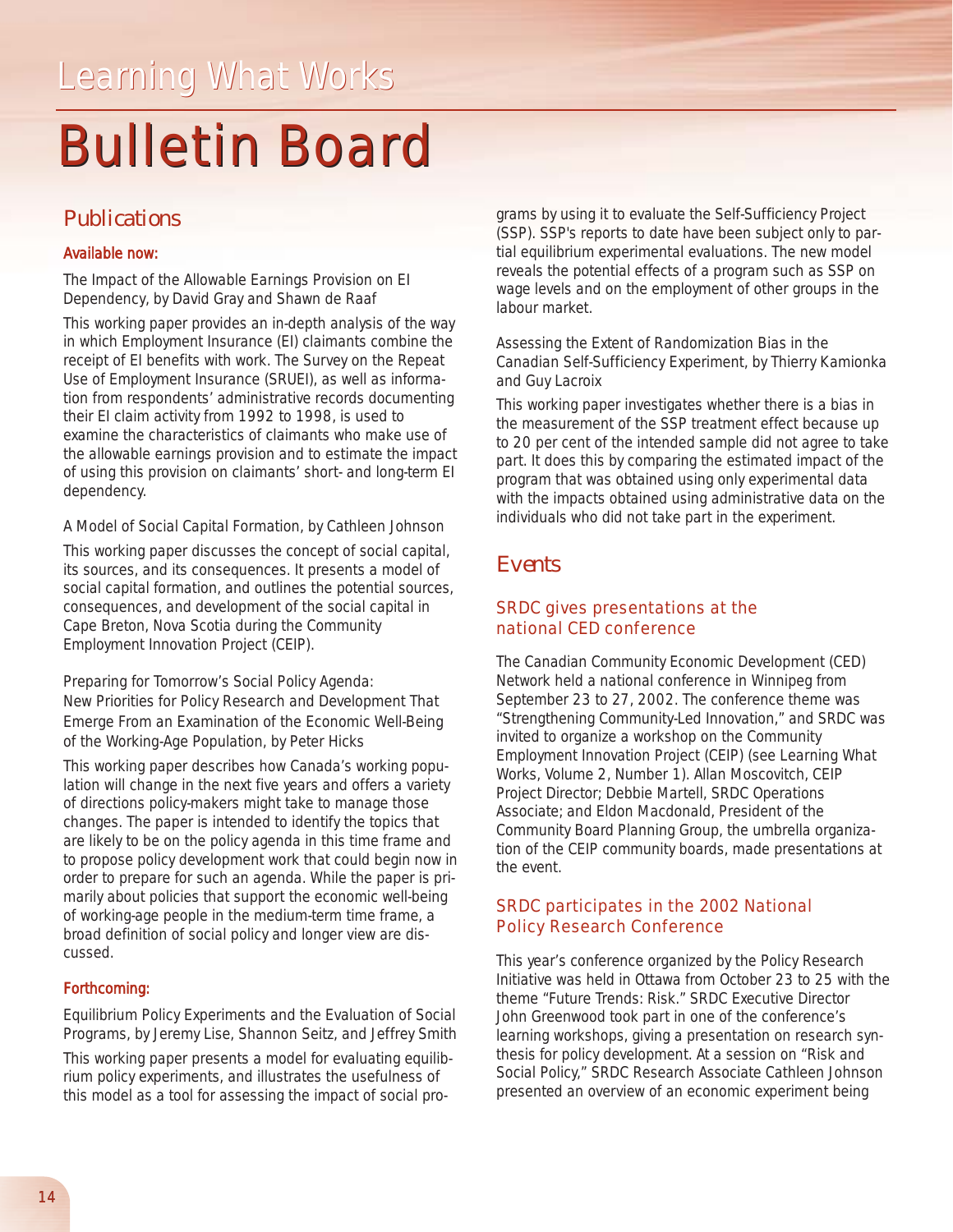Learning What Works

# Bulletin Board

## Publications

### Available now:

The Impact of the Allowable Earnings Provision on EI Dependency, by David Gray and Shawn de Raaf

This working paper provides an in-depth analysis of the way in which Employment Insurance (EI) claimants combine the receipt of EI benefits with work. The Survey on the Repeat Use of Employment Insurance (SRUEI), as well as information from respondents' administrative records documenting their EI claim activity from 1992 to 1998, is used to examine the characteristics of claimants who make use of the allowable earnings provision and to estimate the impact of using this provision on claimants' short- and long-term EI dependency.

A Model of Social Capital Formation, by Cathleen Johnson

This working paper discusses the concept of social capital, its sources, and its consequences. It presents a model of social capital formation, and outlines the potential sources, consequences, and development of the social capital in Cape Breton, Nova Scotia during the Community Employment Innovation Project (CEIP).

Preparing for Tomorrow's Social Policy Agenda: New Priorities for Policy Research and Development That Emerge From an Examination of the Economic Well-Being of the Working-Age Population, by Peter Hicks

This working paper describes how Canada's working population will change in the next five years and offers a variety of directions policy-makers might take to manage those changes. The paper is intended to identify the topics that are likely to be on the policy agenda in this time frame and to propose policy development work that could begin now in order to prepare for such an agenda. While the paper is primarily about policies that support the economic well-being of working-age people in the medium-term time frame, a broad definition of social policy and longer view are discussed.

### Forthcoming:

Equilibrium Policy Experiments and the Evaluation of Social Programs, by Jeremy Lise, Shannon Seitz, and Jeffrey Smith

This working paper presents a model for evaluating equilibrium policy experiments, and illustrates the usefulness of this model as a tool for assessing the impact of social programs by using it to evaluate the Self-Sufficiency Project (SSP). SSP's reports to date have been subject only to partial equilibrium experimental evaluations. The new model reveals the potential effects of a program such as SSP on wage levels and on the employment of other groups in the labour market.

Assessing the Extent of Randomization Bias in the Canadian Self-Sufficiency Experiment, by Thierry Kamionka and Guy Lacroix

This working paper investigates whether there is a bias in the measurement of the SSP treatment effect because up to 20 per cent of the intended sample did not agree to take part. It does this by comparing the estimated impact of the program that was obtained using only experimental data with the impacts obtained using administrative data on the individuals who did not take part in the experiment.

## Events

### SRDC gives presentations at the national CED conference

The Canadian Community Economic Development (CED) Network held a national conference in Winnipeg from September 23 to 27, 2002. The conference theme was "Strengthening Community-Led Innovation," and SRDC was invited to organize a workshop on the Community Employment Innovation Project (CEIP) (see Learning What Works, Volume 2, Number 1). Allan Moscovitch, CEIP Project Director; Debbie Martell, SRDC Operations Associate; and Eldon Macdonald, President of the Community Board Planning Group, the umbrella organization of the CEIP community boards, made presentations at the event.

### SRDC participates in the 2002 National Policy Research Conference

This year's conference organized by the Policy Research Initiative was held in Ottawa from October 23 to 25 with the theme "Future Trends: Risk." SRDC Executive Director John Greenwood took part in one of the conference's learning workshops, giving a presentation on research synthesis for policy development. At a session on "Risk and Social Policy," SRDC Research Associate Cathleen Johnson presented an overview of an economic experiment being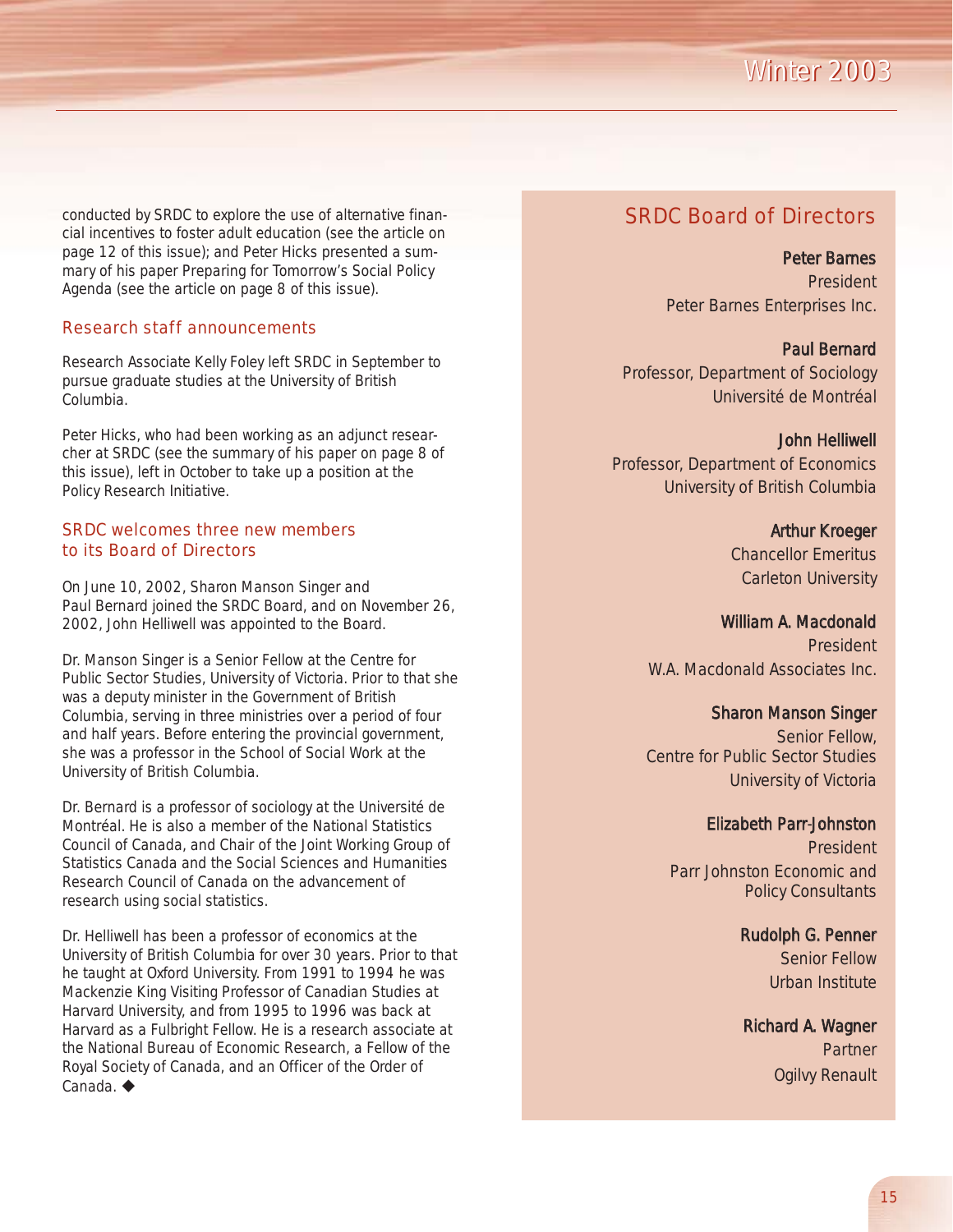conducted by SRDC to explore the use of alternative financial incentives to foster adult education (see the article on page 12 of this issue); and Peter Hicks presented a summary of his paper Preparing for Tomorrow's Social Policy Agenda (see the article on page 8 of this issue).

## Research staff announcements

Research Associate Kelly Foley left SRDC in September to pursue graduate studies at the University of British Columbia.

Peter Hicks, who had been working as an adjunct researcher at SRDC (see the summary of his paper on page 8 of this issue), left in October to take up a position at the Policy Research Initiative.

## SRDC welcomes three new members to its Board of Directors

On June 10, 2002, Sharon Manson Singer and Paul Bernard joined the SRDC Board, and on November 26, 2002, John Helliwell was appointed to the Board.

Dr. Manson Singer is a Senior Fellow at the Centre for Public Sector Studies, University of Victoria. Prior to that she was a deputy minister in the Government of British Columbia, serving in three ministries over a period of four and half years. Before entering the provincial government, she was a professor in the School of Social Work at the University of British Columbia.

Dr. Bernard is a professor of sociology at the Université de Montréal. He is also a member of the National Statistics Council of Canada, and Chair of the Joint Working Group of Statistics Canada and the Social Sciences and Humanities Research Council of Canada on the advancement of research using social statistics.

Dr. Helliwell has been a professor of economics at the University of British Columbia for over 30 years. Prior to that he taught at Oxford University. From 1991 to 1994 he was Mackenzie King Visiting Professor of Canadian Studies at Harvard University, and from 1995 to 1996 was back at Harvard as a Fulbright Fellow. He is a research associate at the National Bureau of Economic Research, a Fellow of the Royal Society of Canada, and an Officer of the Order of Canada. ◆

## SRDC Board of Directors

**Peter Barnes**
President
Peter Barnes Enterprises Inc.

**Paul Bernard**
Professor, Department of Sociology
Université de Montréal

**John Helliwell**
Professor, Department of Economics
University of British Columbia

**Arthur Kroeger**
Chancellor Emeritus
Carleton University

**William A. Macdonald**
President
W.A. Macdonald Associates Inc.

**Sharon Manson Singer**
Senior Fellow,
Centre for Public Sector Studies
University of Victoria

**Elizabeth Parr-Johnston**
President
Parr Johnston Economic and Policy Consultants

**Rudolph G. Penner**
Senior Fellow
Urban Institute

**Richard A. Wagner**
Partner
Ogilvy Renault